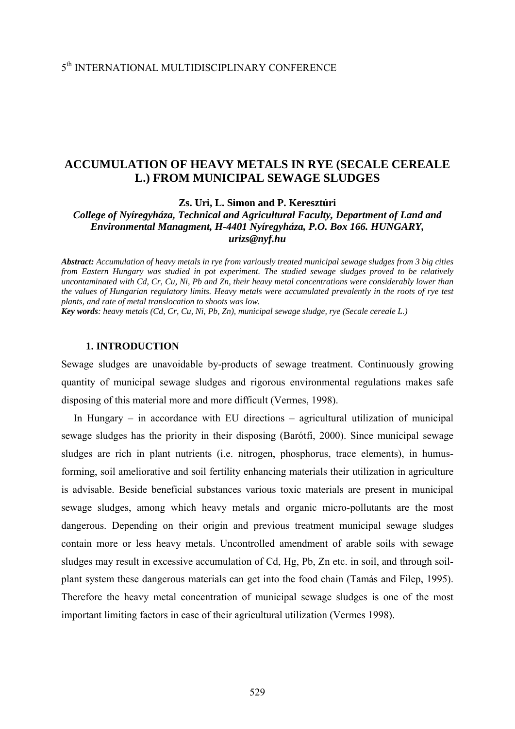# ACCUMULATION OF HEAVY METALS IN RYE (SECALE CEREALE L.) FROM MUNICIPAL SEWAGE SLUDGES

**Zs. Uri, L. Simon and P. Keresztúri**

***College of Nyíregyháza, Technical and Agricultural Faculty, Department of Land and Environmental Managment, H-4401 Nyíregyháza, P.O. Box 166. HUNGARY, urizs@nyf.hu***

***Abstract:*** *Accumulation of heavy metals in rye from variously treated municipal sewage sludges from 3 big cities from Eastern Hungary was studied in pot experiment. The studied sewage sludges proved to be relatively uncontaminated with Cd, Cr, Cu, Ni, Pb and Zn, their heavy metal concentrations were considerably lower than the values of Hungarian regulatory limits. Heavy metals were accumulated prevalently in the roots of rye test plants, and rate of metal translocation to shoots was low.*

***Key words****: heavy metals (Cd, Cr, Cu, Ni, Pb, Zn), municipal sewage sludge, rye (Secale cereale L.)*

## 1. INTRODUCTION

Sewage sludges are unavoidable by-products of sewage treatment. Continuously growing quantity of municipal sewage sludges and rigorous environmental regulations makes safe disposing of this material more and more difficult (Vermes, 1998).

In Hungary – in accordance with EU directions – agricultural utilization of municipal sewage sludges has the priority in their disposing (Barótfi, 2000). Since municipal sewage sludges are rich in plant nutrients (i.e. nitrogen, phosphorus, trace elements), in humus-forming, soil ameliorative and soil fertility enhancing materials their utilization in agriculture is advisable. Beside beneficial substances various toxic materials are present in municipal sewage sludges, among which heavy metals and organic micro-pollutants are the most dangerous. Depending on their origin and previous treatment municipal sewage sludges contain more or less heavy metals. Uncontrolled amendment of arable soils with sewage sludges may result in excessive accumulation of Cd, Hg, Pb, Zn etc. in soil, and through soil-plant system these dangerous materials can get into the food chain (Tamás and Filep, 1995). Therefore the heavy metal concentration of municipal sewage sludges is one of the most important limiting factors in case of their agricultural utilization (Vermes 1998).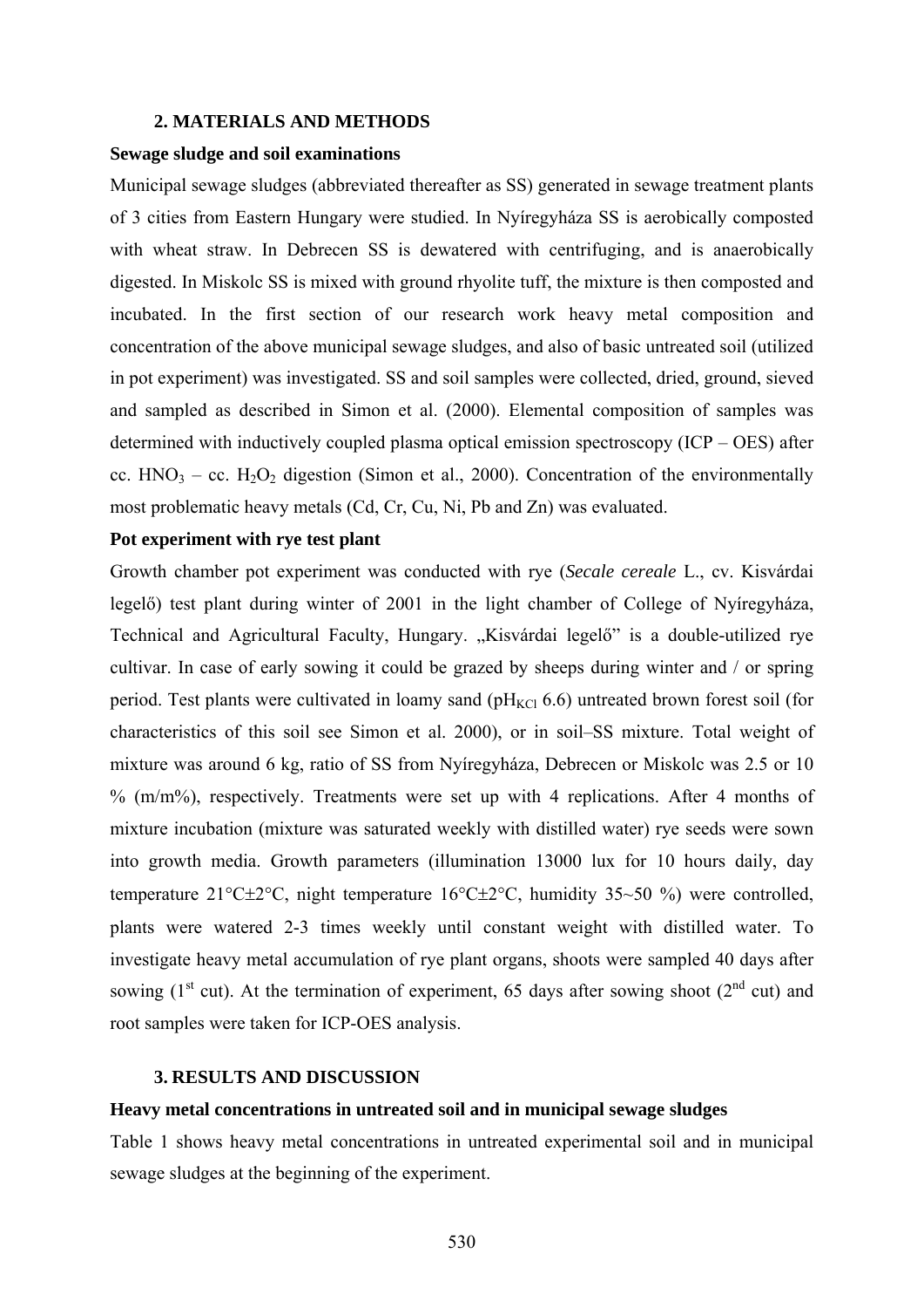## 2. MATERIALS AND METHODS

### Sewage sludge and soil examinations

Municipal sewage sludges (abbreviated thereafter as SS) generated in sewage treatment plants of 3 cities from Eastern Hungary were studied. In Nyíregyháza SS is aerobically composted with wheat straw. In Debrecen SS is dewatered with centrifuging, and is anaerobically digested. In Miskolc SS is mixed with ground rhyolite tuff, the mixture is then composted and incubated. In the first section of our research work heavy metal composition and concentration of the above municipal sewage sludges, and also of basic untreated soil (utilized in pot experiment) was investigated. SS and soil samples were collected, dried, ground, sieved and sampled as described in Simon et al. (2000). Elemental composition of samples was determined with inductively coupled plasma optical emission spectroscopy (ICP – OES) after cc. $HNO_3$ – cc. $H_2O_2$ digestion (Simon et al., 2000). Concentration of the environmentally most problematic heavy metals (Cd, Cr, Cu, Ni, Pb and Zn) was evaluated.

### Pot experiment with rye test plant

Growth chamber pot experiment was conducted with rye (*Secale cereale* L., cv. Kisvárdai legelő) test plant during winter of 2001 in the light chamber of College of Nyíregyháza, Technical and Agricultural Faculty, Hungary. „Kisvárdai legelő" is a double-utilized rye cultivar. In case of early sowing it could be grazed by sheeps during winter and / or spring period. Test plants were cultivated in loamy sand ($pH_{KCl}$ 6.6) untreated brown forest soil (for characteristics of this soil see Simon et al. 2000), or in soil–SS mixture. Total weight of mixture was around 6 kg, ratio of SS from Nyíregyháza, Debrecen or Miskolc was 2.5 or 10 % (m/m%), respectively. Treatments were set up with 4 replications. After 4 months of mixture incubation (mixture was saturated weekly with distilled water) rye seeds were sown into growth media. Growth parameters (illumination 13000 lux for 10 hours daily, day temperature 21°C±2°C, night temperature 16°C±2°C, humidity 35~50 %) were controlled, plants were watered 2-3 times weekly until constant weight with distilled water. To investigate heavy metal accumulation of rye plant organs, shoots were sampled 40 days after sowing (1st cut). At the termination of experiment, 65 days after sowing shoot (2nd cut) and root samples were taken for ICP-OES analysis.

## 3. RESULTS AND DISCUSSION

### Heavy metal concentrations in untreated soil and in municipal sewage sludges

Table 1 shows heavy metal concentrations in untreated experimental soil and in municipal sewage sludges at the beginning of the experiment.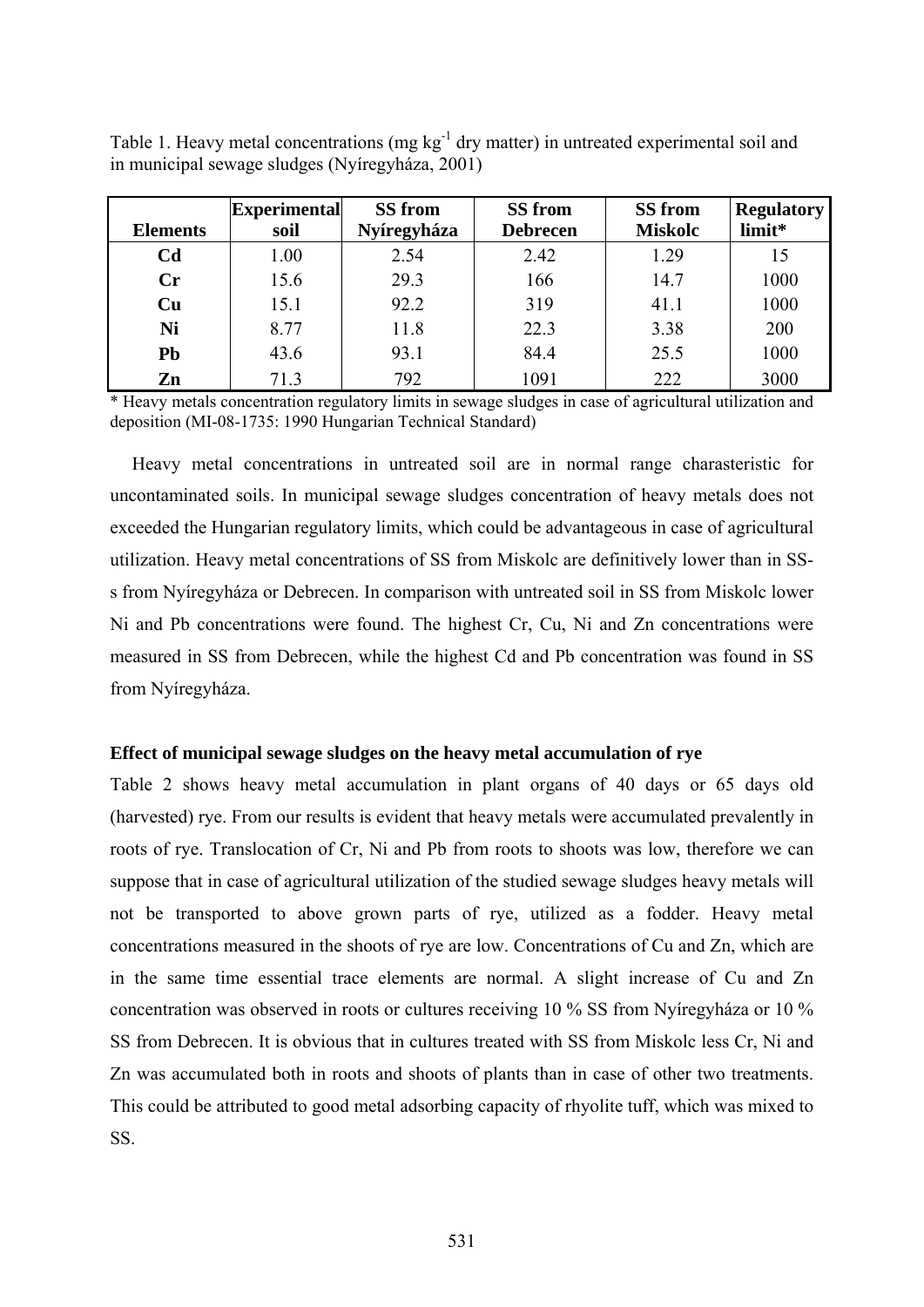Table 1. Heavy metal concentrations (mg $kg^{-1}$ dry matter) in untreated experimental soil and in municipal sewage sludges (Nyíregyháza, 2001)

| Elements | Experimental soil | SS from Nyíregyháza | SS from Debrecen | SS from Miskolc | Regulatory limit* |
|---|---|---|---|---|---|
| **Cd** | 1.00 | 2.54 | 2.42 | 1.29 | 15 |
| **Cr** | 15.6 | 29.3 | 166 | 14.7 | 1000 |
| **Cu** | 15.1 | 92.2 | 319 | 41.1 | 1000 |
| **Ni** | 8.77 | 11.8 | 22.3 | 3.38 | 200 |
| **Pb** | 43.6 | 93.1 | 84.4 | 25.5 | 1000 |
| **Zn** | 71.3 | 792 | 1091 | 222 | 3000 |

* Heavy metals concentration regulatory limits in sewage sludges in case of agricultural utilization and deposition (MI-08-1735: 1990 Hungarian Technical Standard)

Heavy metal concentrations in untreated soil are in normal range charasteristic for uncontaminated soils. In municipal sewage sludges concentration of heavy metals does not exceeded the Hungarian regulatory limits, which could be advantageous in case of agricultural utilization. Heavy metal concentrations of SS from Miskolc are definitively lower than in SS-s from Nyíregyháza or Debrecen. In comparison with untreated soil in SS from Miskolc lower Ni and Pb concentrations were found. The highest Cr, Cu, Ni and Zn concentrations were measured in SS from Debrecen, while the highest Cd and Pb concentration was found in SS from Nyíregyháza.

**Effect of municipal sewage sludges on the heavy metal accumulation of rye**

Table 2 shows heavy metal accumulation in plant organs of 40 days or 65 days old (harvested) rye. From our results is evident that heavy metals were accumulated prevalently in roots of rye. Translocation of Cr, Ni and Pb from roots to shoots was low, therefore we can suppose that in case of agricultural utilization of the studied sewage sludges heavy metals will not be transported to above grown parts of rye, utilized as a fodder. Heavy metal concentrations measured in the shoots of rye are low. Concentrations of Cu and Zn, which are in the same time essential trace elements are normal. A slight increase of Cu and Zn concentration was observed in roots or cultures receiving 10 % SS from Nyíregyháza or 10 % SS from Debrecen. It is obvious that in cultures treated with SS from Miskolc less Cr, Ni and Zn was accumulated both in roots and shoots of plants than in case of other two treatments. This could be attributed to good metal adsorbing capacity of rhyolite tuff, which was mixed to SS.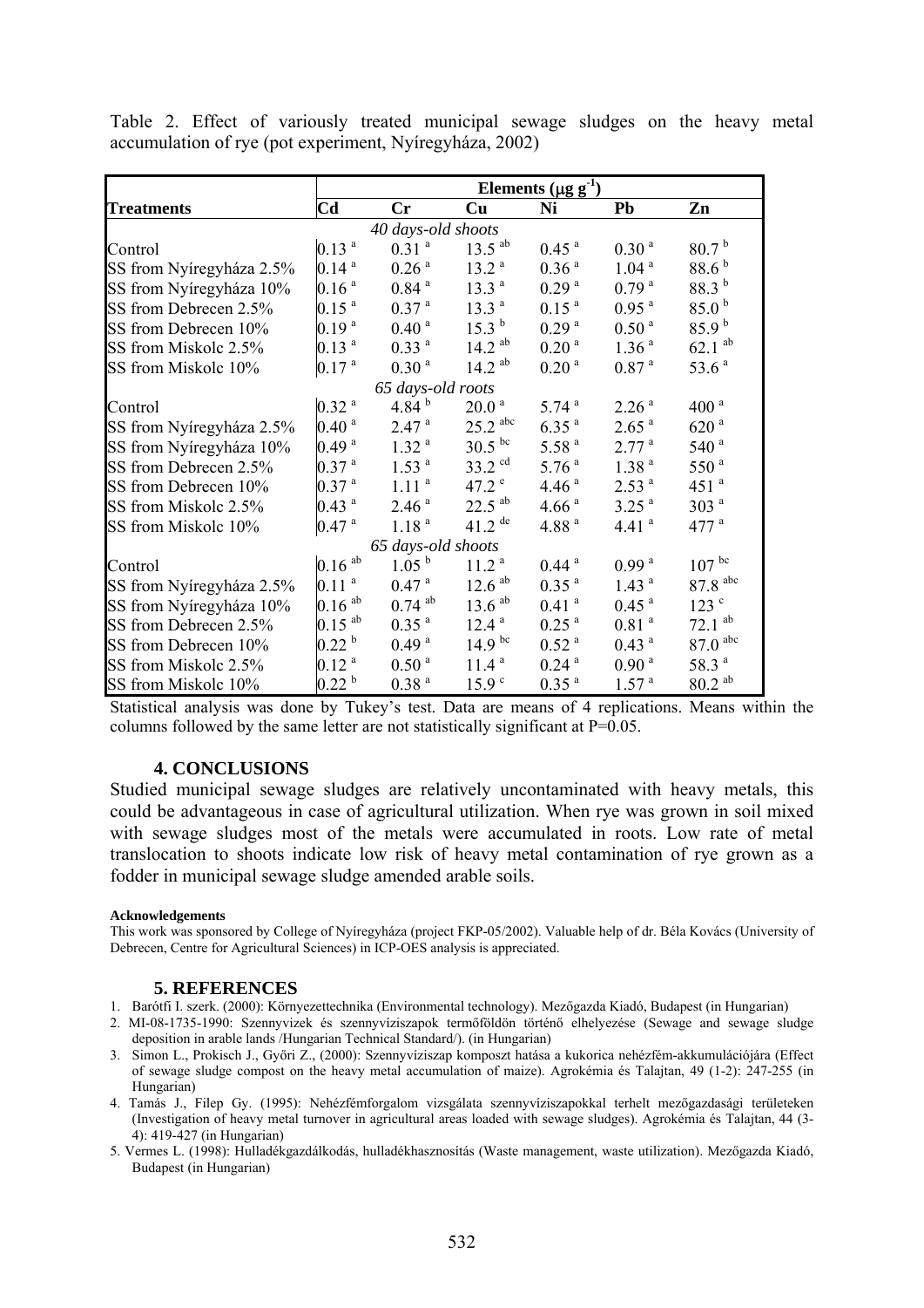Table 2. Effect of variously treated municipal sewage sludges on the heavy metal accumulation of rye (pot experiment, Nyíregyháza, 2002)

| Treatments | Elements ($\mu g\ g^{-1}$) | | | | | |
|---|---|---|---|---|---|---|
| | Cd | Cr | Cu | Ni | Pb | Zn |
| *40 days-old shoots* | | | | | | |
| Control | 0.13 [a] | 0.31 [a] | 13.5 [ab] | 0.45 [a] | 0.30 [a] | 80.7 [b] |
| SS from Nyíregyháza 2.5% | 0.14 [a] | 0.26 [a] | 13.2 [a] | 0.36 [a] | 1.04 [a] | 88.6 [b] |
| SS from Nyíregyháza 10% | 0.16 [a] | 0.84 [a] | 13.3 [a] | 0.29 [a] | 0.79 [a] | 88.3 [b] |
| SS from Debrecen 2.5% | 0.15 [a] | 0.37 [a] | 13.3 [a] | 0.15 [a] | 0.95 [a] | 85.0 [b] |
| SS from Debrecen 10% | 0.19 [a] | 0.40 [a] | 15.3 [b] | 0.29 [a] | 0.50 [a] | 85.9 [b] |
| SS from Miskolc 2.5% | 0.13 [a] | 0.33 [a] | 14.2 [ab] | 0.20 [a] | 1.36 [a] | 62.1 [ab] |
| SS from Miskolc 10% | 0.17 [a] | 0.30 [a] | 14.2 [ab] | 0.20 [a] | 0.87 [a] | 53.6 [a] |
| *65 days-old roots* | | | | | | |
| Control | 0.32 [a] | 4.84 [b] | 20.0 [a] | 5.74 [a] | 2.26 [a] | 400 [a] |
| SS from Nyíregyháza 2.5% | 0.40 [a] | 2.47 [a] | 25.2 [abc] | 6.35 [a] | 2.65 [a] | 620 [a] |
| SS from Nyíregyháza 10% | 0.49 [a] | 1.32 [a] | 30.5 [bc] | 5.58 [a] | 2.77 [a] | 540 [a] |
| SS from Debrecen 2.5% | 0.37 [a] | 1.53 [a] | 33.2 [cd] | 5.76 [a] | 1.38 [a] | 550 [a] |
| SS from Debrecen 10% | 0.37 [a] | 1.11 [a] | 47.2 [e] | 4.46 [a] | 2.53 [a] | 451 [a] |
| SS from Miskolc 2.5% | 0.43 [a] | 2.46 [a] | 22.5 [ab] | 4.66 [a] | 3.25 [a] | 303 [a] |
| SS from Miskolc 10% | 0.47 [a] | 1.18 [a] | 41.2 [de] | 4.88 [a] | 4.41 [a] | 477 [a] |
| *65 days-old shoots* | | | | | | |
| Control | 0.16 [ab] | 1.05 [b] | 11.2 [a] | 0.44 [a] | 0.99 [a] | 107 [bc] |
| SS from Nyíregyháza 2.5% | 0.11 [a] | 0.47 [a] | 12.6 [ab] | 0.35 [a] | 1.43 [a] | 87.8 [abc] |
| SS from Nyíregyháza 10% | 0.16 [ab] | 0.74 [ab] | 13.6 [ab] | 0.41 [a] | 0.45 [a] | 123 [c] |
| SS from Debrecen 2.5% | 0.15 [ab] | 0.35 [a] | 12.4 [a] | 0.25 [a] | 0.81 [a] | 72.1 [ab] |
| SS from Debrecen 10% | 0.22 [b] | 0.49 [a] | 14.9 [bc] | 0.52 [a] | 0.43 [a] | 87.0 [abc] |
| SS from Miskolc 2.5% | 0.12 [a] | 0.50 [a] | 11.4 [a] | 0.24 [a] | 0.90 [a] | 58.3 [a] |
| SS from Miskolc 10% | 0.22 [b] | 0.38 [a] | 15.9 [c] | 0.35 [a] | 1.57 [a] | 80.2 [ab] |

Statistical analysis was done by Tukey's test. Data are means of 4 replications. Means within the columns followed by the same letter are not statistically significant at P=0.05.

## 4. CONCLUSIONS

Studied municipal sewage sludges are relatively uncontaminated with heavy metals, this could be advantageous in case of agricultural utilization. When rye was grown in soil mixed with sewage sludges most of the metals were accumulated in roots. Low rate of metal translocation to shoots indicate low risk of heavy metal contamination of rye grown as a fodder in municipal sewage sludge amended arable soils.

**Acknowledgements**

This work was sponsored by College of Nyíregyháza (project FKP-05/2002). Valuable help of dr. Béla Kovács (University of Debrecen, Centre for Agricultural Sciences) in ICP-OES analysis is appreciated.

## 5. REFERENCES

1. Barótfi I. szerk. (2000): Környezettechnika (Environmental technology). Mezőgazda Kiadó, Budapest (in Hungarian)
2. MI-08-1735-1990: Szennyvizek és szennyvíziszapok termőföldön történő elhelyezése (Sewage and sewage sludge deposition in arable lands /Hungarian Technical Standard/). (in Hungarian)
3. Simon L., Prokisch J., Győri Z., (2000): Szennyvíziszap komposzt hatása a kukorica nehézfém-akkumulációjára (Effect of sewage sludge compost on the heavy metal accumulation of maize). Agrokémia és Talajtan, 49 (1-2): 247-255 (in Hungarian)
4. Tamás J., Filep Gy. (1995): Nehézfémforgalom vizsgálata szennyvíziszapokkal terhelt mezőgazdasági területeken (Investigation of heavy metal turnover in agricultural areas loaded with sewage sludges). Agrokémia és Talajtan, 44 (3-4): 419-427 (in Hungarian)
5. Vermes L. (1998): Hulladékgazdálkodás, hulladékhasznosítás (Waste management, waste utilization). Mezőgazda Kiadó, Budapest (in Hungarian)